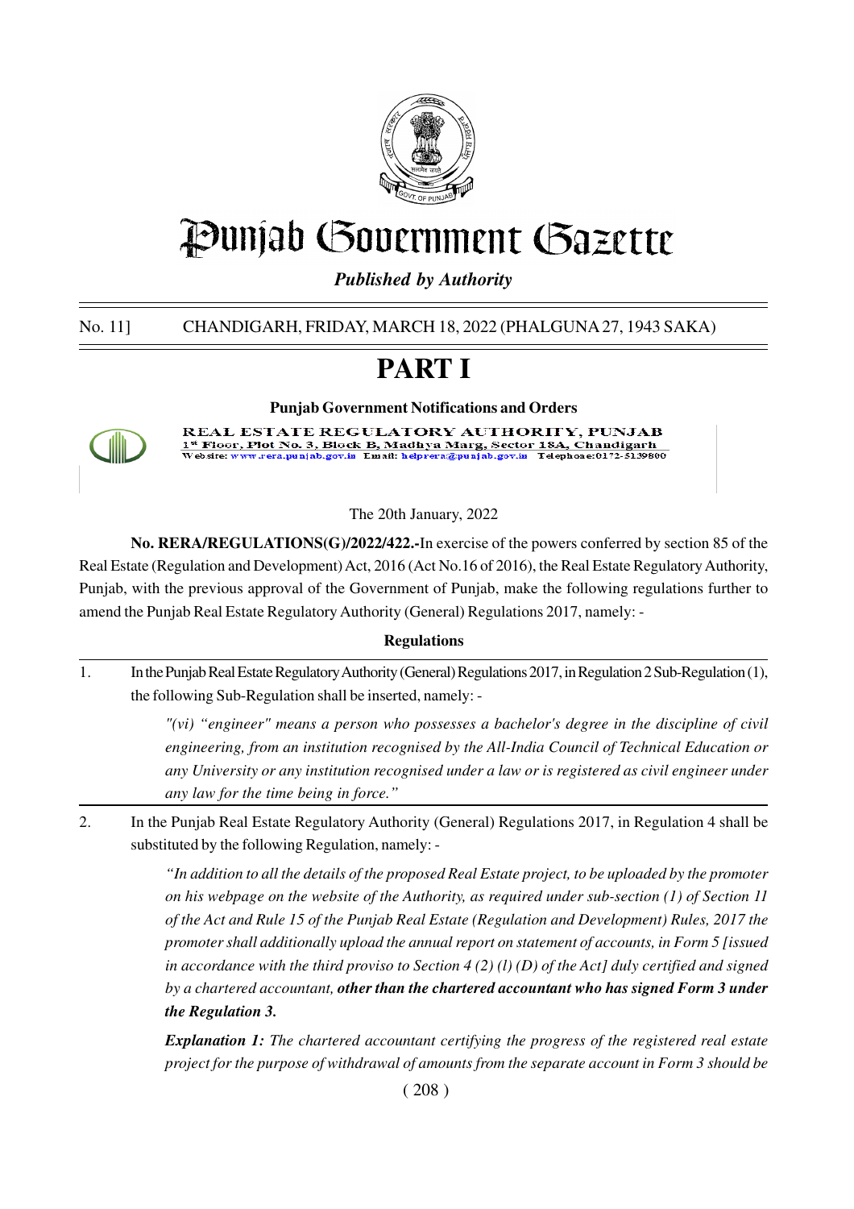# Punjab Government Gazette

*Published by Authority*

No. 11] CHANDIGARH, FRIDAY, MARCH 18, 2022 (PHALGUNA 27, 1943 SAKA)

# PART I

**Punjab Government Notifications and Orders**

REAL ESTATE REGULATORY AUTHORITY, PUNJAB
1st Floor, Plot No. 3, Block B, Madhya Marg, Sector 18A, Chandigarh
Website: www.rera.punjab.gov.in Email: helprera@punjab.gov.in Telephone:0172-5139800

The 20th January, 2022

**No. RERA/REGULATIONS(G)/2022/422.-**In exercise of the powers conferred by section 85 of the Real Estate (Regulation and Development) Act, 2016 (Act No.16 of 2016), the Real Estate Regulatory Authority, Punjab, with the previous approval of the Government of Punjab, make the following regulations further to amend the Punjab Real Estate Regulatory Authority (General) Regulations 2017, namely: -

**Regulations**

1. In the Punjab Real Estate Regulatory Authority (General) Regulations 2017, in Regulation 2 Sub-Regulation (1), the following Sub-Regulation shall be inserted, namely: -

   *"(vi) "engineer" means a person who possesses a bachelor's degree in the discipline of civil engineering, from an institution recognised by the All-India Council of Technical Education or any University or any institution recognised under a law or is registered as civil engineer under any law for the time being in force."*

2. In the Punjab Real Estate Regulatory Authority (General) Regulations 2017, in Regulation 4 shall be substituted by the following Regulation, namely: -

   *"In addition to all the details of the proposed Real Estate project, to be uploaded by the promoter on his webpage on the website of the Authority, as required under sub-section (1) of Section 11 of the Act and Rule 15 of the Punjab Real Estate (Regulation and Development) Rules, 2017 the promoter shall additionally upload the annual report on statement of accounts, in Form 5 [issued in accordance with the third proviso to Section 4 (2) (l) (D) of the Act] duly certified and signed by a chartered accountant,* ***other than the chartered accountant who has signed Form 3 under the Regulation 3.***

   ***Explanation 1:*** *The chartered accountant certifying the progress of the registered real estate project for the purpose of withdrawal of amounts from the separate account in Form 3 should be*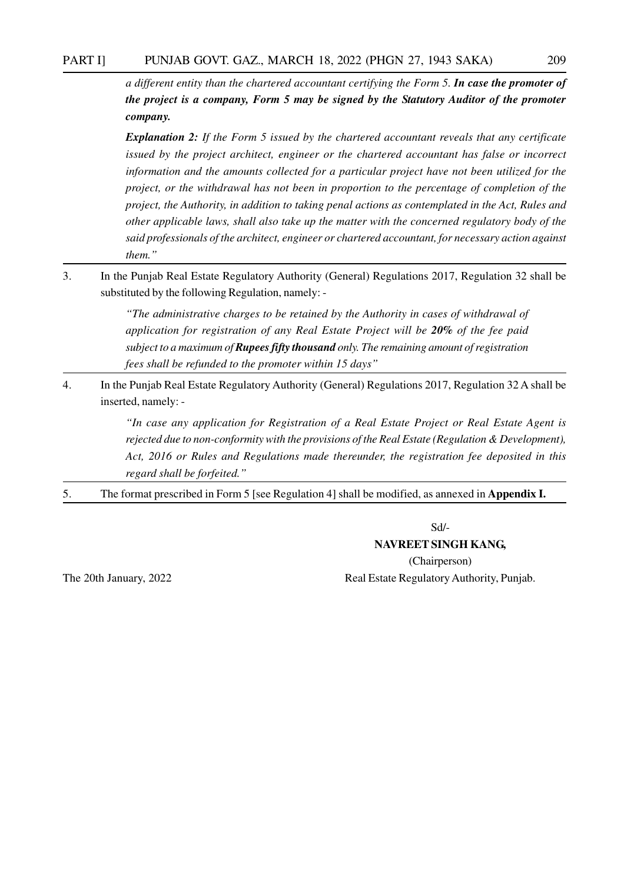*a different entity than the chartered accountant certifying the Form 5.* ***In case the promoter of the project is a company, Form 5 may be signed by the Statutory Auditor of the promoter company.***

***Explanation 2:*** *If the Form 5 issued by the chartered accountant reveals that any certificate issued by the project architect, engineer or the chartered accountant has false or incorrect information and the amounts collected for a particular project have not been utilized for the project, or the withdrawal has not been in proportion to the percentage of completion of the project, the Authority, in addition to taking penal actions as contemplated in the Act, Rules and other applicable laws, shall also take up the matter with the concerned regulatory body of the said professionals of the architect, engineer or chartered accountant, for necessary action against them."*

3. In the Punjab Real Estate Regulatory Authority (General) Regulations 2017, Regulation 32 shall be substituted by the following Regulation, namely: -

   *"The administrative charges to be retained by the Authority in cases of withdrawal of application for registration of any Real Estate Project will be* ***20%*** *of the fee paid subject to a maximum of* ***Rupees fifty thousand*** *only. The remaining amount of registration fees shall be refunded to the promoter within 15 days"*

4. In the Punjab Real Estate Regulatory Authority (General) Regulations 2017, Regulation 32 A shall be inserted, namely: -

   *"In case any application for Registration of a Real Estate Project or Real Estate Agent is rejected due to non-conformity with the provisions of the Real Estate (Regulation & Development), Act, 2016 or Rules and Regulations made thereunder, the registration fee deposited in this regard shall be forfeited."*

5. The format prescribed in Form 5 [see Regulation 4] shall be modified, as annexed in **Appendix I.**

Sd/-

**NAVREET SINGH KANG,**

(Chairperson)

Real Estate Regulatory Authority, Punjab.

The 20th January, 2022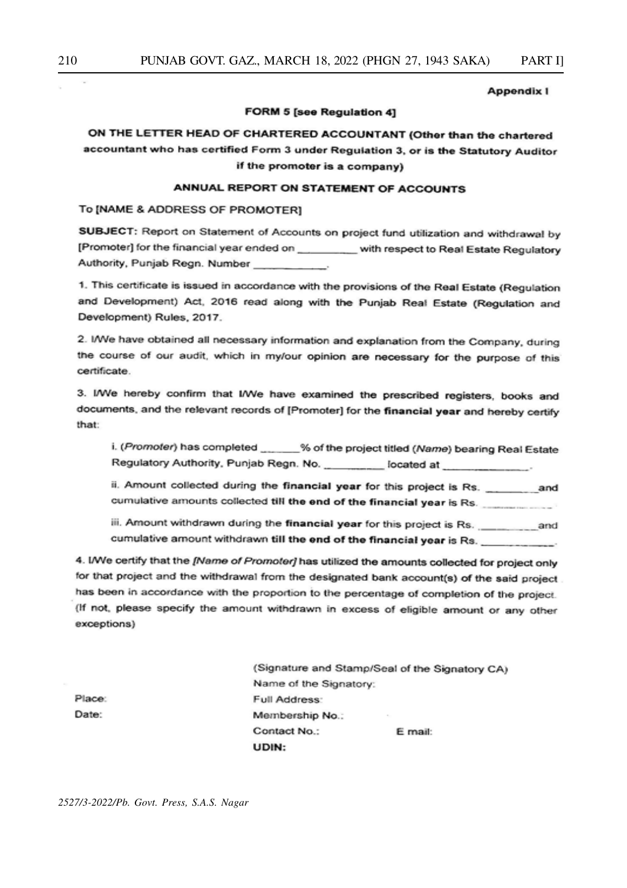**Appendix I**

**FORM 5 [see Regulation 4]**

**ON THE LETTER HEAD OF CHARTERED ACCOUNTANT (Other than the chartered accountant who has certified Form 3 under Regulation 3, or is the Statutory Auditor if the promoter is a company)**

**ANNUAL REPORT ON STATEMENT OF ACCOUNTS**

To [NAME & ADDRESS OF PROMOTER]

**SUBJECT:** Report on Statement of Accounts on project fund utilization and withdrawal by [Promoter] for the financial year ended on __________ with respect to Real Estate Regulatory Authority, Punjab Regn. Number ____________.

1. This certificate is issued in accordance with the provisions of the Real Estate (Regulation and Development) Act, 2016 read along with the Punjab Real Estate (Regulation and Development) Rules, 2017.

2. I/We have obtained all necessary information and explanation from the Company, during the course of our audit, which in my/our opinion are necessary for the purpose of this certificate.

3. I/We hereby confirm that I/We have examined the prescribed registers, books and documents, and the relevant records of [Promoter] for the **financial year** and hereby certify that:

   i. (*Promoter*) has completed _______% of the project titled (*Name*) bearing Real Estate Regulatory Authority, Punjab Regn. No. __________ located at _______________.

   ii. Amount collected during the **financial year** for this project is Rs. _________ and cumulative amounts collected **till the end of the financial year** is Rs. ____________.

   iii. Amount withdrawn during the **financial year** for this project is Rs. __________ and cumulative amount withdrawn **till the end of the financial year** is Rs. _____________.

4. I/We certify that the *[Name of Promoter]* has utilized the amounts collected for project only for that project and the withdrawal from the designated bank account(s) of the said project has been in accordance with the proportion to the percentage of completion of the project. (If not, please specify the amount withdrawn in excess of eligible amount or any other exceptions)

(Signature and Stamp/Seal of the Signatory CA)
Name of the Signatory:

Place:
Full Address:

Date:
Membership No.:

Contact No.: E mail:

**UDIN:**

2527/3-2022/Pb. Govt. Press, S.A.S. Nagar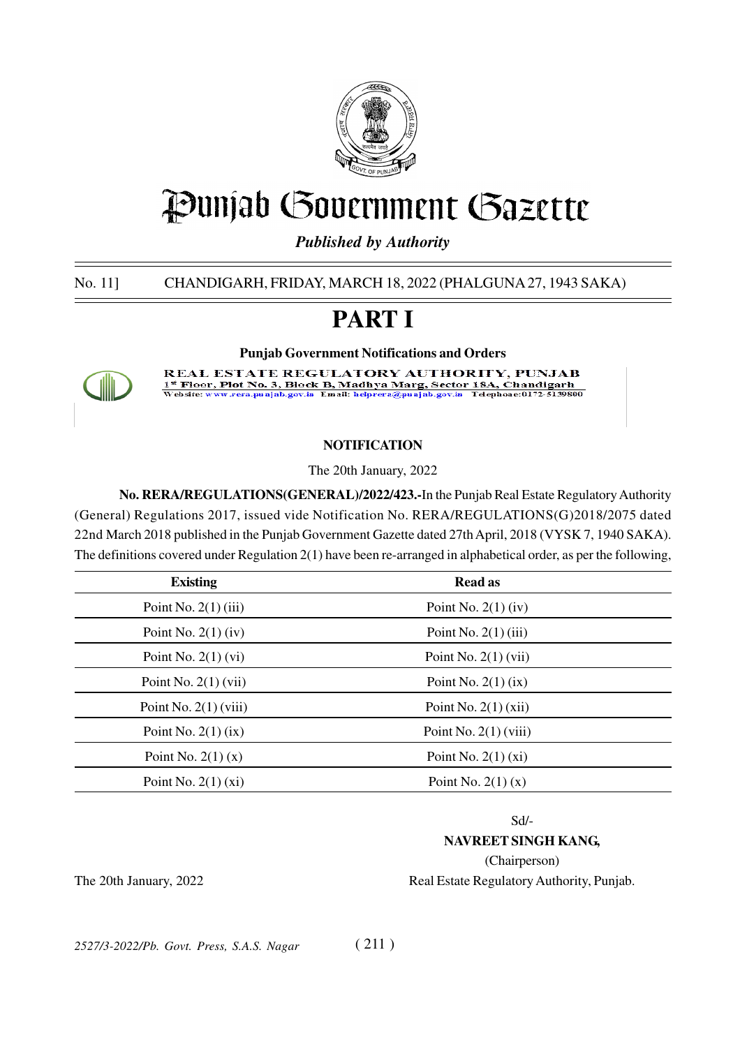# Punjab Government Gazette

*Published by Authority*

No. 11] CHANDIGARH, FRIDAY, MARCH 18, 2022 (PHALGUNA 27, 1943 SAKA)

# PART I

## Punjab Government Notifications and Orders

**REAL ESTATE REGULATORY AUTHORITY, PUNJAB**
1st Floor, Plot No. 3, Block B, Madhya Marg, Sector 18A, Chandigarh
Website: www.rera.punjab.gov.in Email: helprera@punjab.gov.in Telephone:0172-5139800

### NOTIFICATION

The 20th January, 2022

**No. RERA/REGULATIONS(GENERAL)/2022/423.-**In the Punjab Real Estate Regulatory Authority (General) Regulations 2017, issued vide Notification No. RERA/REGULATIONS(G)2018/2075 dated 22nd March 2018 published in the Punjab Government Gazette dated 27th April, 2018 (VYSK 7, 1940 SAKA). The definitions covered under Regulation 2(1) have been re-arranged in alphabetical order, as per the following,

| **Existing** | **Read as** |
|---|---|
| Point No. 2(1) (iii) | Point No. 2(1) (iv) |
| Point No. 2(1) (iv) | Point No. 2(1) (iii) |
| Point No. 2(1) (vi) | Point No. 2(1) (vii) |
| Point No. 2(1) (vii) | Point No. 2(1) (ix) |
| Point No. 2(1) (viii) | Point No. 2(1) (xii) |
| Point No. 2(1) (ix) | Point No. 2(1) (viii) |
| Point No. 2(1) (x) | Point No. 2(1) (xi) |
| Point No. 2(1) (xi) | Point No. 2(1) (x) |

Sd/-

**NAVREET SINGH KANG,**

(Chairperson)

The 20th January, 2022 Real Estate Regulatory Authority, Punjab.

2527/3-2022/Pb. Govt. Press, S.A.S. Nagar